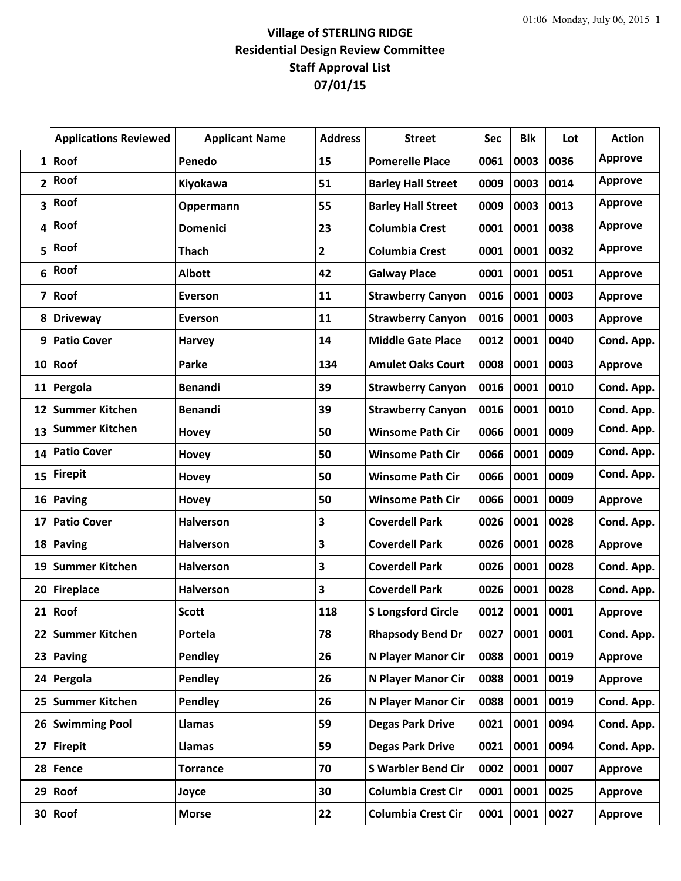# Village of STERLING RIDGE
## Residential Design Review Committee
## Staff Approval List
## 07/01/15

| | Applications Reviewed | Applicant Name | Address | Street | Sec | Blk | Lot | Action |
|---|---|---|---|---|---|---|---|---|
| 1 | Roof | Penedo | 15 | Pomerelle Place | 0061 | 0003 | 0036 | Approve |
| 2 | Roof | Kiyokawa | 51 | Barley Hall Street | 0009 | 0003 | 0014 | Approve |
| 3 | Roof | Oppermann | 55 | Barley Hall Street | 0009 | 0003 | 0013 | Approve |
| 4 | Roof | Domenici | 23 | Columbia Crest | 0001 | 0001 | 0038 | Approve |
| 5 | Roof | Thach | 2 | Columbia Crest | 0001 | 0001 | 0032 | Approve |
| 6 | Roof | Albott | 42 | Galway Place | 0001 | 0001 | 0051 | Approve |
| 7 | Roof | Everson | 11 | Strawberry Canyon | 0016 | 0001 | 0003 | Approve |
| 8 | Driveway | Everson | 11 | Strawberry Canyon | 0016 | 0001 | 0003 | Approve |
| 9 | Patio Cover | Harvey | 14 | Middle Gate Place | 0012 | 0001 | 0040 | Cond. App. |
| 10 | Roof | Parke | 134 | Amulet Oaks Court | 0008 | 0001 | 0003 | Approve |
| 11 | Pergola | Benandi | 39 | Strawberry Canyon | 0016 | 0001 | 0010 | Cond. App. |
| 12 | Summer Kitchen | Benandi | 39 | Strawberry Canyon | 0016 | 0001 | 0010 | Cond. App. |
| 13 | Summer Kitchen | Hovey | 50 | Winsome Path Cir | 0066 | 0001 | 0009 | Cond. App. |
| 14 | Patio Cover | Hovey | 50 | Winsome Path Cir | 0066 | 0001 | 0009 | Cond. App. |
| 15 | Firepit | Hovey | 50 | Winsome Path Cir | 0066 | 0001 | 0009 | Cond. App. |
| 16 | Paving | Hovey | 50 | Winsome Path Cir | 0066 | 0001 | 0009 | Approve |
| 17 | Patio Cover | Halverson | 3 | Coverdell Park | 0026 | 0001 | 0028 | Cond. App. |
| 18 | Paving | Halverson | 3 | Coverdell Park | 0026 | 0001 | 0028 | Approve |
| 19 | Summer Kitchen | Halverson | 3 | Coverdell Park | 0026 | 0001 | 0028 | Cond. App. |
| 20 | Fireplace | Halverson | 3 | Coverdell Park | 0026 | 0001 | 0028 | Cond. App. |
| 21 | Roof | Scott | 118 | S Longsford Circle | 0012 | 0001 | 0001 | Approve |
| 22 | Summer Kitchen | Portela | 78 | Rhapsody Bend Dr | 0027 | 0001 | 0001 | Cond. App. |
| 23 | Paving | Pendley | 26 | N Player Manor Cir | 0088 | 0001 | 0019 | Approve |
| 24 | Pergola | Pendley | 26 | N Player Manor Cir | 0088 | 0001 | 0019 | Approve |
| 25 | Summer Kitchen | Pendley | 26 | N Player Manor Cir | 0088 | 0001 | 0019 | Cond. App. |
| 26 | Swimming Pool | Llamas | 59 | Degas Park Drive | 0021 | 0001 | 0094 | Cond. App. |
| 27 | Firepit | Llamas | 59 | Degas Park Drive | 0021 | 0001 | 0094 | Cond. App. |
| 28 | Fence | Torrance | 70 | S Warbler Bend Cir | 0002 | 0001 | 0007 | Approve |
| 29 | Roof | Joyce | 30 | Columbia Crest Cir | 0001 | 0001 | 0025 | Approve |
| 30 | Roof | Morse | 22 | Columbia Crest Cir | 0001 | 0001 | 0027 | Approve |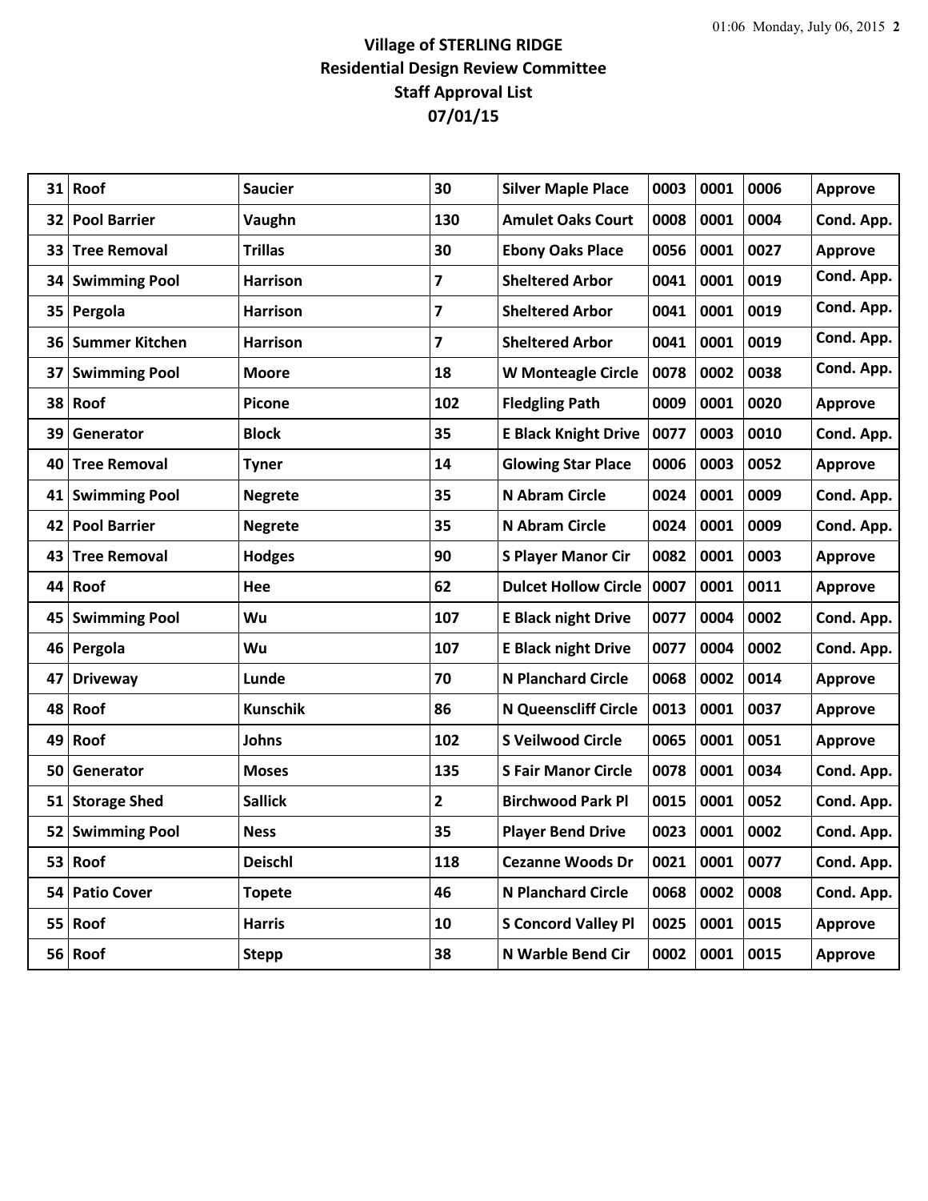**Village of STERLING RIDGE**
**Residential Design Review Committee**
**Staff Approval List**
**07/01/15**

| | | | | | | | | |
|---|---|---|---|---|---|---|---|---|
| 31 | Roof | Saucier | 30 | Silver Maple Place | 0003 | 0001 | 0006 | Approve |
| 32 | Pool Barrier | Vaughn | 130 | Amulet Oaks Court | 0008 | 0001 | 0004 | Cond. App. |
| 33 | Tree Removal | Trillas | 30 | Ebony Oaks Place | 0056 | 0001 | 0027 | Approve |
| 34 | Swimming Pool | Harrison | 7 | Sheltered Arbor | 0041 | 0001 | 0019 | Cond. App. |
| 35 | Pergola | Harrison | 7 | Sheltered Arbor | 0041 | 0001 | 0019 | Cond. App. |
| 36 | Summer Kitchen | Harrison | 7 | Sheltered Arbor | 0041 | 0001 | 0019 | Cond. App. |
| 37 | Swimming Pool | Moore | 18 | W Monteagle Circle | 0078 | 0002 | 0038 | Cond. App. |
| 38 | Roof | Picone | 102 | Fledgling Path | 0009 | 0001 | 0020 | Approve |
| 39 | Generator | Block | 35 | E Black Knight Drive | 0077 | 0003 | 0010 | Cond. App. |
| 40 | Tree Removal | Tyner | 14 | Glowing Star Place | 0006 | 0003 | 0052 | Approve |
| 41 | Swimming Pool | Negrete | 35 | N Abram Circle | 0024 | 0001 | 0009 | Cond. App. |
| 42 | Pool Barrier | Negrete | 35 | N Abram Circle | 0024 | 0001 | 0009 | Cond. App. |
| 43 | Tree Removal | Hodges | 90 | S Player Manor Cir | 0082 | 0001 | 0003 | Approve |
| 44 | Roof | Hee | 62 | Dulcet Hollow Circle | 0007 | 0001 | 0011 | Approve |
| 45 | Swimming Pool | Wu | 107 | E Black night Drive | 0077 | 0004 | 0002 | Cond. App. |
| 46 | Pergola | Wu | 107 | E Black night Drive | 0077 | 0004 | 0002 | Cond. App. |
| 47 | Driveway | Lunde | 70 | N Planchard Circle | 0068 | 0002 | 0014 | Approve |
| 48 | Roof | Kunschik | 86 | N Queenscliff Circle | 0013 | 0001 | 0037 | Approve |
| 49 | Roof | Johns | 102 | S Veilwood Circle | 0065 | 0001 | 0051 | Approve |
| 50 | Generator | Moses | 135 | S Fair Manor Circle | 0078 | 0001 | 0034 | Cond. App. |
| 51 | Storage Shed | Sallick | 2 | Birchwood Park Pl | 0015 | 0001 | 0052 | Cond. App. |
| 52 | Swimming Pool | Ness | 35 | Player Bend Drive | 0023 | 0001 | 0002 | Cond. App. |
| 53 | Roof | Deischl | 118 | Cezanne Woods Dr | 0021 | 0001 | 0077 | Cond. App. |
| 54 | Patio Cover | Topete | 46 | N Planchard Circle | 0068 | 0002 | 0008 | Cond. App. |
| 55 | Roof | Harris | 10 | S Concord Valley Pl | 0025 | 0001 | 0015 | Approve |
| 56 | Roof | Stepp | 38 | N Warble Bend Cir | 0002 | 0001 | 0015 | Approve |